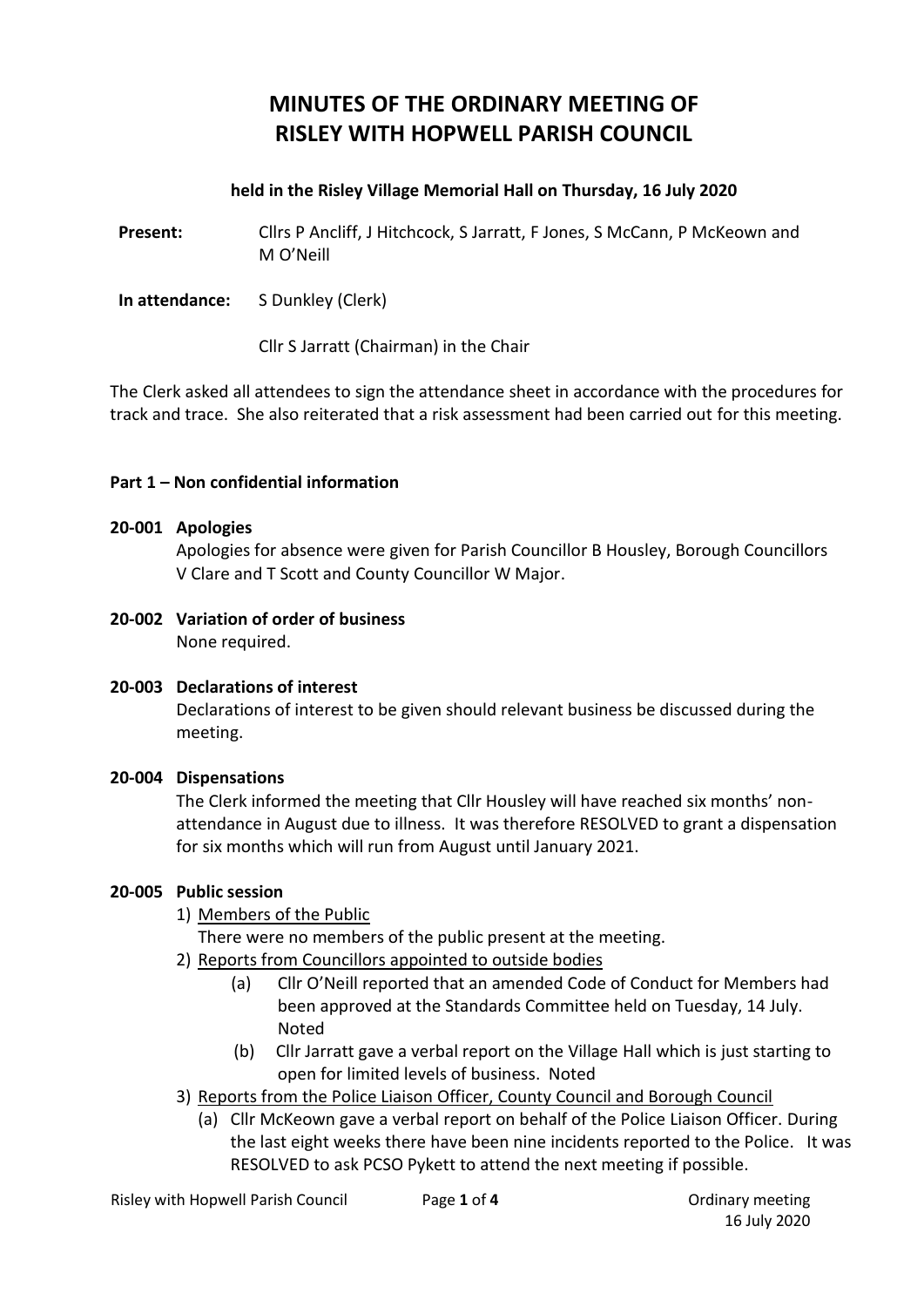# MINUTES OF THE ORDINARY MEETING OF RISLEY WITH HOPWELL PARISH COUNCIL

**held in the Risley Village Memorial Hall on Thursday, 16 July 2020**

**Present:** Cllrs P Ancliff, J Hitchcock, S Jarratt, F Jones, S McCann, P McKeown and M O'Neill

**In attendance:** S Dunkley (Clerk)

Cllr S Jarratt (Chairman) in the Chair

The Clerk asked all attendees to sign the attendance sheet in accordance with the procedures for track and trace. She also reiterated that a risk assessment had been carried out for this meeting.

**Part 1 – Non confidential information**

**20-001 Apologies**

Apologies for absence were given for Parish Councillor B Housley, Borough Councillors V Clare and T Scott and County Councillor W Major.

**20-002 Variation of order of business**

None required.

**20-003 Declarations of interest**

Declarations of interest to be given should relevant business be discussed during the meeting.

**20-004 Dispensations**

The Clerk informed the meeting that Cllr Housley will have reached six months' non-attendance in August due to illness. It was therefore RESOLVED to grant a dispensation for six months which will run from August until January 2021.

**20-005 Public session**

1) Members of the Public
   There were no members of the public present at the meeting.
2) Reports from Councillors appointed to outside bodies
   (a) Cllr O'Neill reported that an amended Code of Conduct for Members had been approved at the Standards Committee held on Tuesday, 14 July. Noted
   (b) Cllr Jarratt gave a verbal report on the Village Hall which is just starting to open for limited levels of business. Noted
3) Reports from the Police Liaison Officer, County Council and Borough Council
   (a) Cllr McKeown gave a verbal report on behalf of the Police Liaison Officer. During the last eight weeks there have been nine incidents reported to the Police. It was RESOLVED to ask PCSO Pykett to attend the next meeting if possible.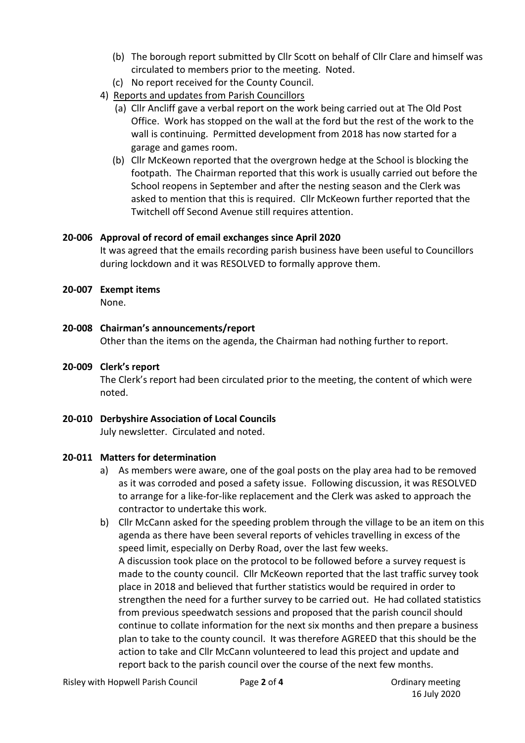(b) The borough report submitted by Cllr Scott on behalf of Cllr Clare and himself was circulated to members prior to the meeting. Noted.

(c) No report received for the County Council.

4) Reports and updates from Parish Councillors

(a) Cllr Ancliff gave a verbal report on the work being carried out at The Old Post Office. Work has stopped on the wall at the ford but the rest of the work to the wall is continuing. Permitted development from 2018 has now started for a garage and games room.

(b) Cllr McKeown reported that the overgrown hedge at the School is blocking the footpath. The Chairman reported that this work is usually carried out before the School reopens in September and after the nesting season and the Clerk was asked to mention that this is required. Cllr McKeown further reported that the Twitchell off Second Avenue still requires attention.

**20-006 Approval of record of email exchanges since April 2020**

It was agreed that the emails recording parish business have been useful to Councillors during lockdown and it was RESOLVED to formally approve them.

**20-007 Exempt items**

None.

**20-008 Chairman's announcements/report**

Other than the items on the agenda, the Chairman had nothing further to report.

**20-009 Clerk's report**

The Clerk's report had been circulated prior to the meeting, the content of which were noted.

**20-010 Derbyshire Association of Local Councils**

July newsletter. Circulated and noted.

**20-011 Matters for determination**

a) As members were aware, one of the goal posts on the play area had to be removed as it was corroded and posed a safety issue. Following discussion, it was RESOLVED to arrange for a like-for-like replacement and the Clerk was asked to approach the contractor to undertake this work.

b) Cllr McCann asked for the speeding problem through the village to be an item on this agenda as there have been several reports of vehicles travelling in excess of the speed limit, especially on Derby Road, over the last few weeks.
A discussion took place on the protocol to be followed before a survey request is made to the county council. Cllr McKeown reported that the last traffic survey took place in 2018 and believed that further statistics would be required in order to strengthen the need for a further survey to be carried out. He had collated statistics from previous speedwatch sessions and proposed that the parish council should continue to collate information for the next six months and then prepare a business plan to take to the county council. It was therefore AGREED that this should be the action to take and Cllr McCann volunteered to lead this project and update and report back to the parish council over the course of the next few months.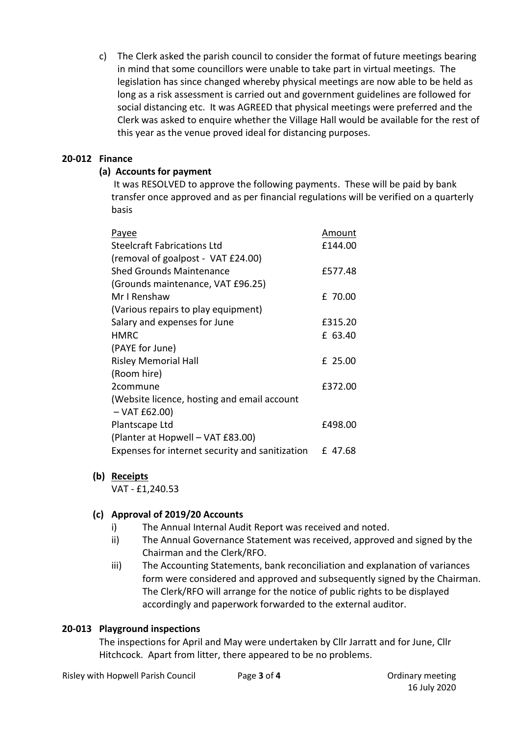c) The Clerk asked the parish council to consider the format of future meetings bearing in mind that some councillors were unable to take part in virtual meetings. The legislation has since changed whereby physical meetings are now able to be held as long as a risk assessment is carried out and government guidelines are followed for social distancing etc. It was AGREED that physical meetings were preferred and the Clerk was asked to enquire whether the Village Hall would be available for the rest of this year as the venue proved ideal for distancing purposes.

## 20-012 Finance

### (a) Accounts for payment

It was RESOLVED to approve the following payments. These will be paid by bank transfer once approved and as per financial regulations will be verified on a quarterly basis

| Payee | Amount |
|---|---|
| Steelcraft Fabrications Ltd (removal of goalpost - VAT £24.00) | £144.00 |
| Shed Grounds Maintenance (Grounds maintenance, VAT £96.25) | £577.48 |
| Mr I Renshaw (Various repairs to play equipment) | £ 70.00 |
| Salary and expenses for June | £315.20 |
| HMRC (PAYE for June) | £ 63.40 |
| Risley Memorial Hall (Room hire) | £ 25.00 |
| 2commune (Website licence, hosting and email account – VAT £62.00) | £372.00 |
| Plantscape Ltd (Planter at Hopwell – VAT £83.00) | £498.00 |
| Expenses for internet security and sanitization | £ 47.68 |

### (b) Receipts

VAT - £1,240.53

### (c) Approval of 2019/20 Accounts

i) The Annual Internal Audit Report was received and noted.

ii) The Annual Governance Statement was received, approved and signed by the Chairman and the Clerk/RFO.

iii) The Accounting Statements, bank reconciliation and explanation of variances form were considered and approved and subsequently signed by the Chairman. The Clerk/RFO will arrange for the notice of public rights to be displayed accordingly and paperwork forwarded to the external auditor.

## 20-013 Playground inspections

The inspections for April and May were undertaken by Cllr Jarratt and for June, Cllr Hitchcock. Apart from litter, there appeared to be no problems.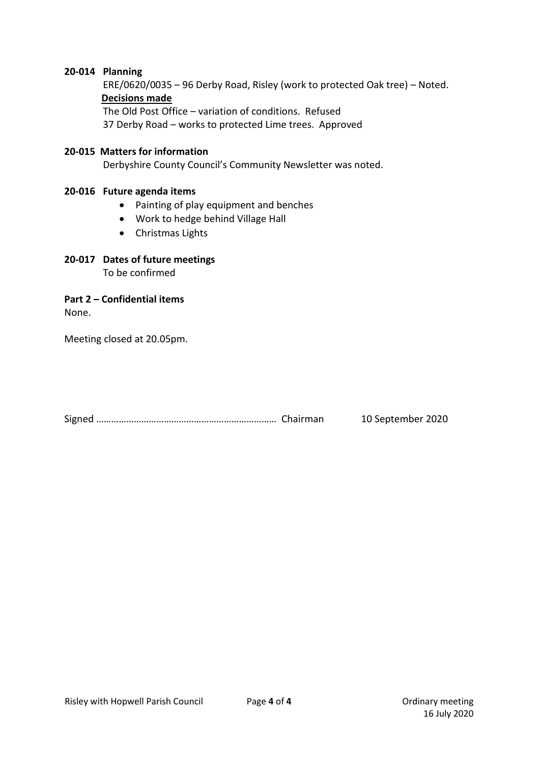**20-014 Planning**

ERE/0620/0035 – 96 Derby Road, Risley (work to protected Oak tree) – Noted.

**Decisions made**

The Old Post Office – variation of conditions. Refused

37 Derby Road – works to protected Lime trees. Approved

**20-015 Matters for information**

Derbyshire County Council's Community Newsletter was noted.

**20-016 Future agenda items**

- Painting of play equipment and benches
- Work to hedge behind Village Hall
- Christmas Lights

**20-017 Dates of future meetings**

To be confirmed

**Part 2 – Confidential items**

None.

Meeting closed at 20.05pm.

Signed ……………………………………………………………… Chairman 10 September 2020